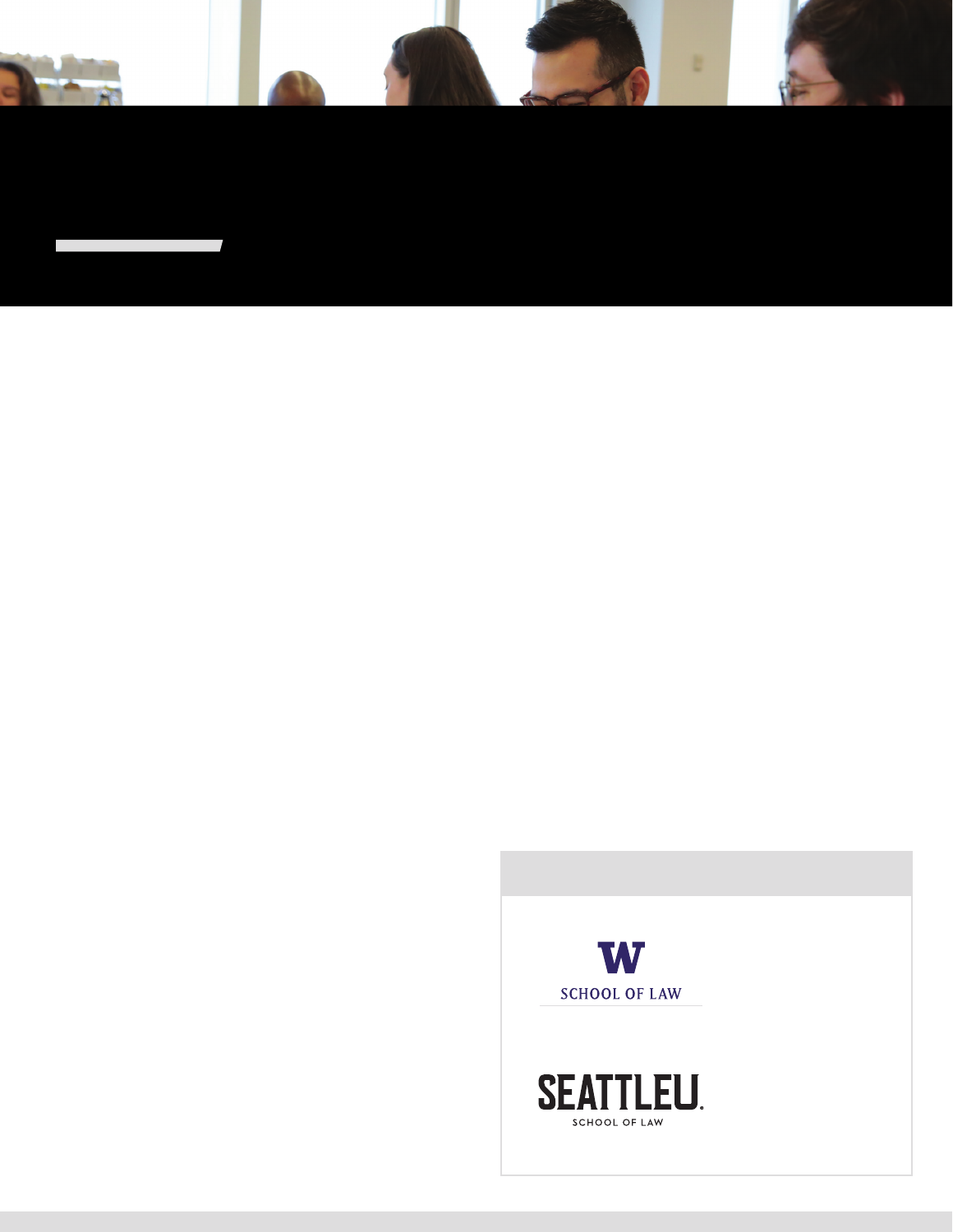W

SCHOOL OF LAW

SEATTLEU.

SCHOOL OF LAW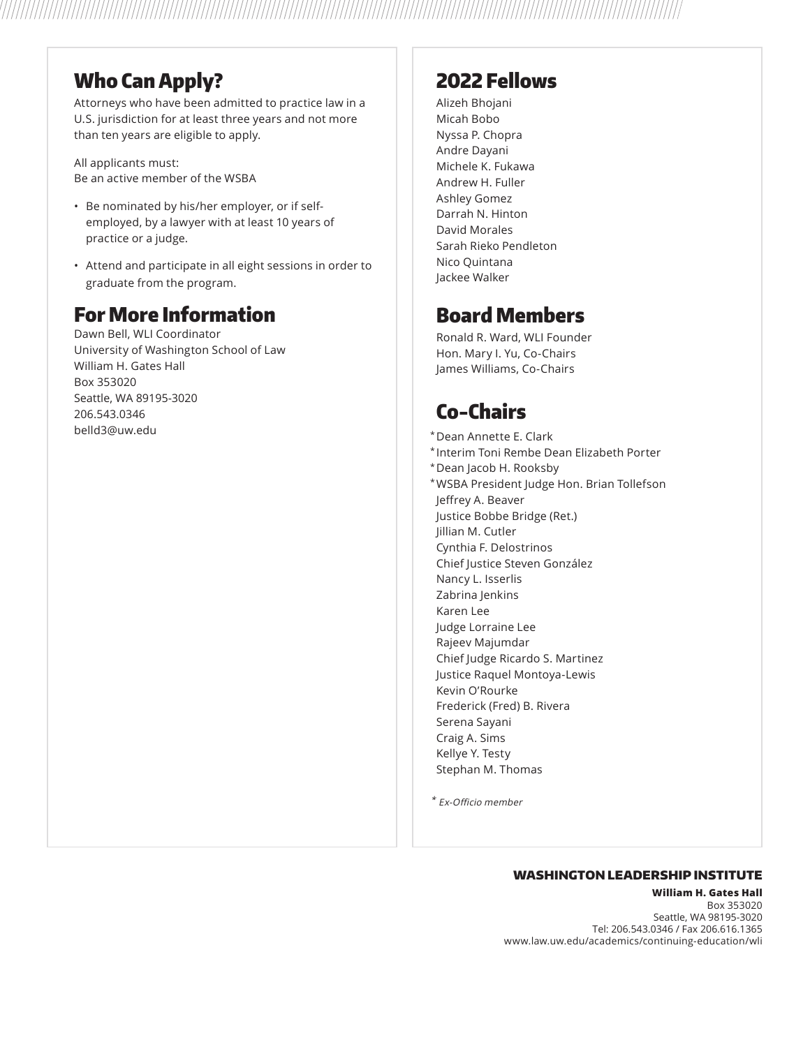## Who Can Apply?

Attorneys who have been admitted to practice law in a U.S. jurisdiction for at least three years and not more than ten years are eligible to apply.

All applicants must:
Be an active member of the WSBA

- Be nominated by his/her employer, or if self-employed, by a lawyer with at least 10 years of practice or a judge.
- Attend and participate in all eight sessions in order to graduate from the program.

## For More Information

Dawn Bell, WLI Coordinator
University of Washington School of Law
William H. Gates Hall
Box 353020
Seattle, WA 89195-3020
206.543.0346
belld3@uw.edu

## 2022 Fellows

Alizeh Bhojani
Micah Bobo
Nyssa P. Chopra
Andre Dayani
Michele K. Fukawa
Andrew H. Fuller
Ashley Gomez
Darrah N. Hinton
David Morales
Sarah Rieko Pendleton
Nico Quintana
Jackee Walker

## Board Members

Ronald R. Ward, WLI Founder
Hon. Mary I. Yu, Co-Chairs
James Williams, Co-Chairs

## Co-Chairs

*Dean Annette E. Clark
*Interim Toni Rembe Dean Elizabeth Porter
*Dean Jacob H. Rooksby
*WSBA President Judge Hon. Brian Tollefson
Jeffrey A. Beaver
Justice Bobbe Bridge (Ret.)
Jillian M. Cutler
Cynthia F. Delostrinos
Chief Justice Steven González
Nancy L. Isserlis
Zabrina Jenkins
Karen Lee
Judge Lorraine Lee
Rajeev Majumdar
Chief Judge Ricardo S. Martinez
Justice Raquel Montoya-Lewis
Kevin O'Rourke
Frederick (Fred) B. Rivera
Serena Sayani
Craig A. Sims
Kellye Y. Testy
Stephan M. Thomas

* *Ex-Officio member*

**WASHINGTON LEADERSHIP INSTITUTE**

**William H. Gates Hall**
Box 353020
Seattle, WA 98195-3020
Tel: 206.543.0346 / Fax 206.616.1365
www.law.uw.edu/academics/continuing-education/wli